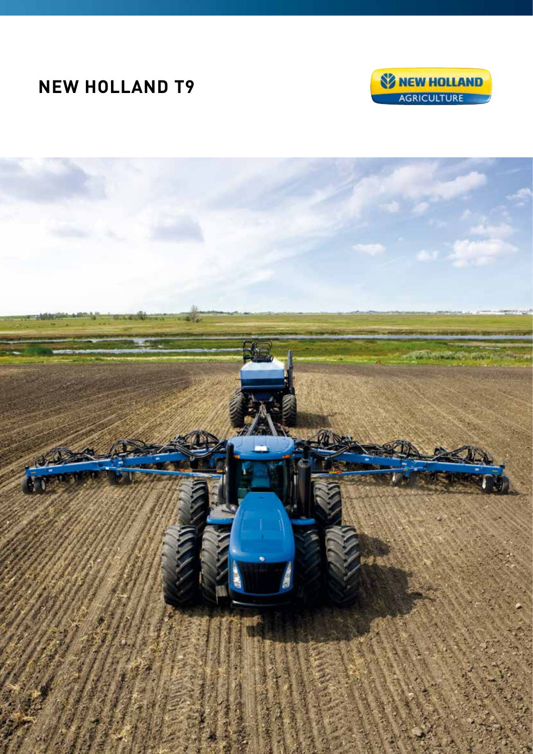# NEW HOLLAND T9

NEW HOLLAND AGRICULTURE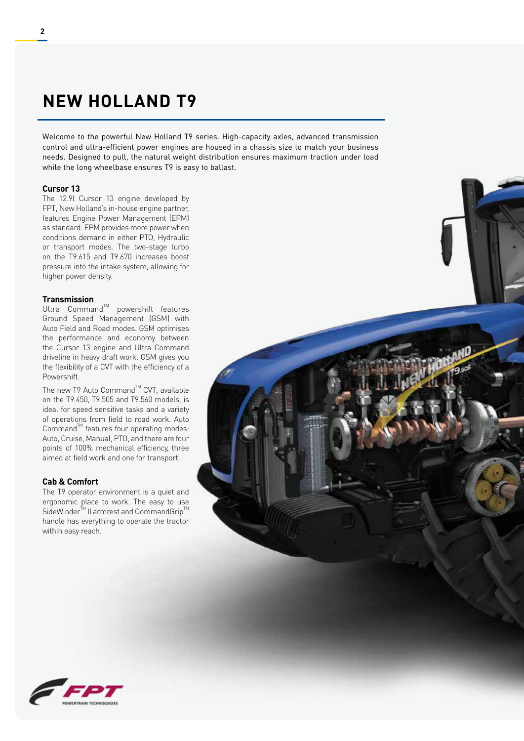# NEW HOLLAND T9

Welcome to the powerful New Holland T9 series. High-capacity axles, advanced transmission control and ultra-efficient power engines are housed in a chassis size to match your business needs. Designed to pull, the natural weight distribution ensures maximum traction under load while the long wheelbase ensures T9 is easy to ballast.

**Cursor 13**

The 12.9l Cursor 13 engine developed by FPT, New Holland's in-house engine partner, features Engine Power Management (EPM) as standard. EPM provides more power when conditions demand in either PTO, Hydraulic or transport modes. The two-stage turbo on the T9.615 and T9.670 increases boost pressure into the intake system, allowing for higher power density.

**Transmission**

Ultra Command™ powershift features Ground Speed Management (GSM) with Auto Field and Road modes. GSM optimises the performance and economy between the Cursor 13 engine and Ultra Command driveline in heavy draft work. GSM gives you the flexibility of a CVT with the efficiency of a Powershift.

The new T9 Auto Command™ CVT, available on the T9.450, T9.505 and T9.560 models, is ideal for speed sensitive tasks and a variety of operations from field to road work. Auto Command™ features four operating modes: Auto, Cruise, Manual, PTO, and there are four points of 100% mechanical efficiency, three aimed at field work and one for transport.

**Cab & Comfort**

The T9 operator environment is a quiet and ergonomic place to work. The easy to use SideWinder™ II armrest and CommandGrip™ handle has everything to operate the tractor within easy reach.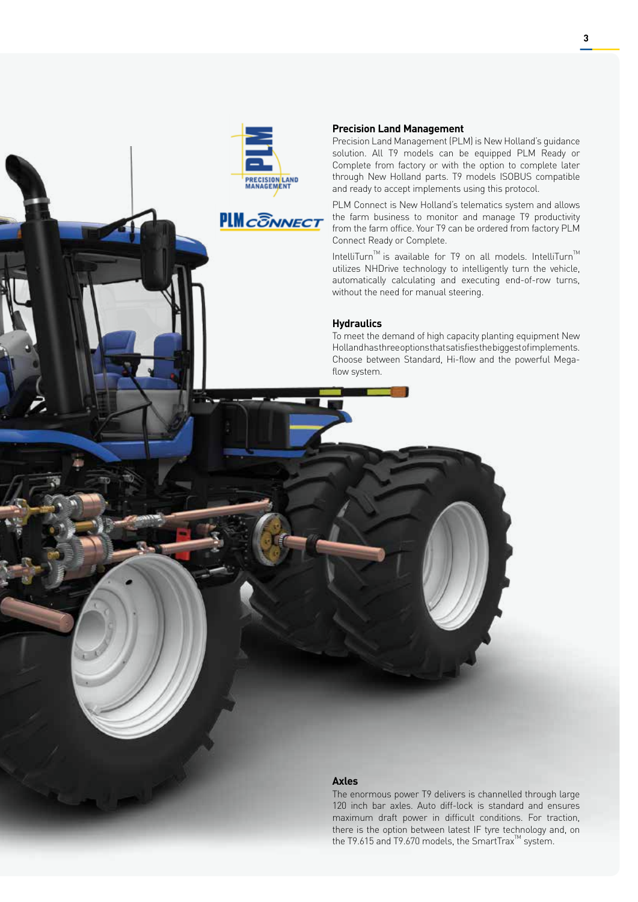## Precision Land Management

Precision Land Management (PLM) is New Holland's guidance solution. All T9 models can be equipped PLM Ready or Complete from factory or with the option to complete later through New Holland parts. T9 models ISOBUS compatible and ready to accept implements using this protocol.

PLM Connect is New Holland's telematics system and allows the farm business to monitor and manage T9 productivity from the farm office. Your T9 can be ordered from factory PLM Connect Ready or Complete.

IntelliTurn™ is available for T9 on all models. IntelliTurn™ utilizes NHDrive technology to intelligently turn the vehicle, automatically calculating and executing end-of-row turns, without the need for manual steering.

## Hydraulics

To meet the demand of high capacity planting equipment New Holland has three options that satisfies the biggest of implements. Choose between Standard, Hi-flow and the powerful Mega-flow system.

## Axles

The enormous power T9 delivers is channelled through large 120 inch bar axles. Auto diff-lock is standard and ensures maximum draft power in difficult conditions. For traction, there is the option between latest IF tyre technology and, on the T9.615 and T9.670 models, the SmartTrax™ system.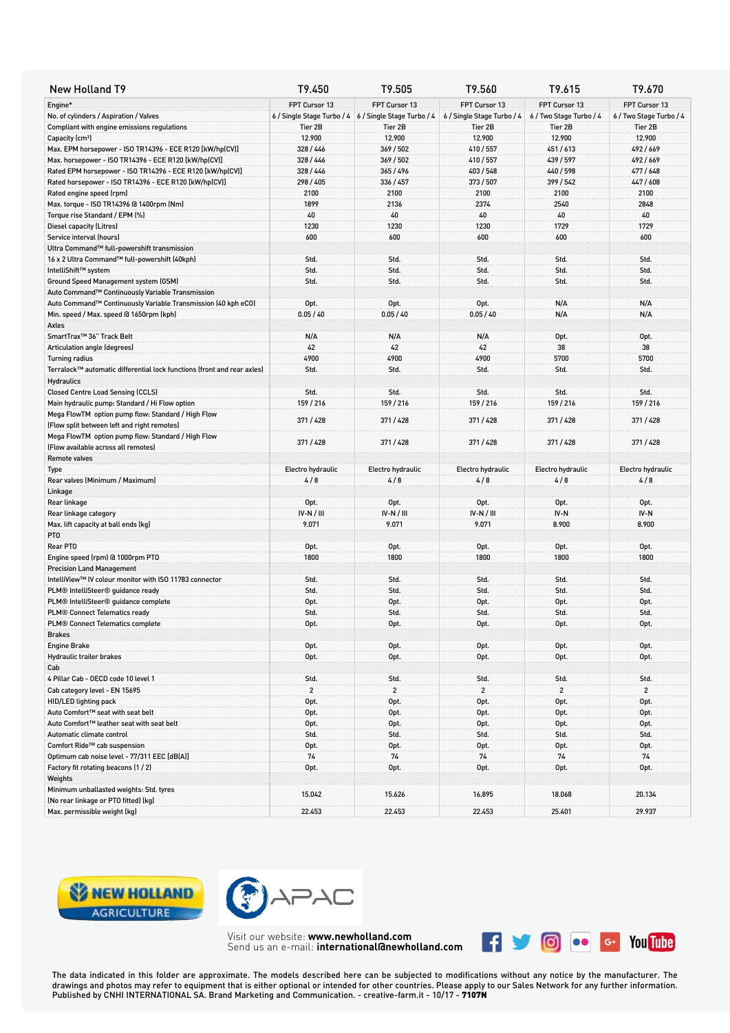| New Holland T9 | T9.450 | T9.505 | T9.560 | T9.615 | T9.670 |
|---|---|---|---|---|---|
| Engine* | FPT Cursor 13 | FPT Cursor 13 | FPT Cursor 13 | FPT Cursor 13 | FPT Cursor 13 |
| No. of cylinders / Aspiration / Valves | 6 / Single Stage Turbo / 4 | 6 / Single Stage Turbo / 4 | 6 / Single Stage Turbo / 4 | 6 / Two Stage Turbo / 4 | 6 / Two Stage Turbo / 4 |
| Compliant with engine emissions regulations | Tier 2B | Tier 2B | Tier 2B | Tier 2B | Tier 2B |
| Capacity (cm³) | 12.900 | 12.900 | 12.900 | 12.900 | 12.900 |
| Max. EPM horsepower - ISO TR14396 - ECE R120 [kW/hp(CV)] | 328 / 446 | 369 / 502 | 410 / 557 | 451 / 613 | 492 / 669 |
| Max. horsepower - ISO TR14396 - ECE R120 [kW/hp(CV)] | 328 / 446 | 369 / 502 | 410 / 557 | 439 / 597 | 492 / 669 |
| Rated EPM horsepower - ISO TR14396 - ECE R120 [kW/hp(CV)] | 328 / 446 | 365 / 496 | 403 / 548 | 440 / 598 | 477 / 648 |
| Rated horsepower - ISO TR14396 - ECE R120 [kW/hp(CV)] | 298 / 405 | 336 / 457 | 373 / 507 | 399 / 542 | 447 / 608 |
| Rated engine speed (rpm) | 2100 | 2100 | 2100 | 2100 | 2100 |
| Max. torque - ISO TR14396 @ 1400rpm (Nm) | 1899 | 2136 | 2374 | 2540 | 2848 |
| Torque rise Standard / EPM (%) | 40 | 40 | 40 | 40 | 40 |
| Diesel capacity (Litres) | 1230 | 1230 | 1230 | 1729 | 1729 |
| Service interval (hours) | 600 | 600 | 600 | 600 | 600 |
| Ultra Command™ full-powershift transmission | | | | | |
| 16 x 2 Ultra Command™ full-powershift (40kph) | Std. | Std. | Std. | Std. | Std. |
| IntelliShift™ system | Std. | Std. | Std. | Std. | Std. |
| Ground Speed Management system (GSM) | Std. | Std. | Std. | Std. | Std. |
| Auto Command™ Continuously Variable Transmission | | | | | |
| Auto Command™ Continuously Variable Transmission (40 kph eCO) | Opt. | Opt. | Opt. | N/A | N/A |
| Min. speed / Max. speed @ 1650rpm (kph) | 0.05 / 40 | 0.05 / 40 | 0.05 / 40 | N/A | N/A |
| Axles | | | | | |
| SmartTrax™ 36" Track Belt | N/A | N/A | N/A | Opt. | Opt. |
| Articulation angle (degrees) | 42 | 42 | 42 | 38 | 38 |
| Turning radius | 4900 | 4900 | 4900 | 5700 | 5700 |
| Terralock™ automatic differential lock functions (front and rear axles) | Std. | Std. | Std. | Std. | Std. |
| Hydraulics | | | | | |
| Closed Centre Load Sensing (CCLS) | Std. | Std. | Std. | Std. | Std. |
| Main hydraulic pump: Standard / Hi Flow option | 159 / 216 | 159 / 216 | 159 / 216 | 159 / 216 | 159 / 216 |
| Mega FlowTM option pump flow: Standard / High Flow (Flow split between left and right remotes) | 371 / 428 | 371 / 428 | 371 / 428 | 371 / 428 | 371 / 428 |
| Mega FlowTM option pump flow: Standard / High Flow (Flow available across all remotes) | 371 / 428 | 371 / 428 | 371 / 428 | 371 / 428 | 371 / 428 |
| Remote valves | | | | | |
| Type | Electro hydraulic | Electro hydraulic | Electro hydraulic | Electro hydraulic | Electro hydraulic |
| Rear valves (Minimum / Maximum) | 4 / 8 | 4 / 8 | 4 / 8 | 4 / 8 | 4 / 8 |
| Linkage | | | | | |
| Rear linkage | Opt. | Opt. | Opt. | Opt. | Opt. |
| Rear linkage category | IV-N / III | IV-N / III | IV-N / III | IV-N | IV-N |
| Max. lift capacity at ball ends (kg) | 9.071 | 9.071 | 9.071 | 8.900 | 8.900 |
| PTO | | | | | |
| Rear PTO | Opt. | Opt. | Opt. | Opt. | Opt. |
| Engine speed (rpm) @ 1000rpm PTO | 1800 | 1800 | 1800 | 1800 | 1800 |
| Precision Land Management | | | | | |
| IntelliView™ IV colour monitor with ISO 11783 connector | Std. | Std. | Std. | Std. | Std. |
| PLM® IntelliSteer® guidance ready | Std. | Std. | Std. | Std. | Std. |
| PLM® IntelliSteer® guidance complete | Opt. | Opt. | Opt. | Opt. | Opt. |
| PLM® Connect Telematics ready | Std. | Std. | Std. | Std. | Std. |
| PLM® Connect Telematics complete | Opt. | Opt. | Opt. | Opt. | Opt. |
| Brakes | | | | | |
| Engine Brake | Opt. | Opt. | Opt. | Opt. | Opt. |
| Hydraulic trailer brakes | Opt. | Opt. | Opt. | Opt. | Opt. |
| Cab | | | | | |
| 4 Pillar Cab - OECD code 10 level 1 | Std. | Std. | Std. | Std. | Std. |
| Cab category level - EN 15695 | 2 | 2 | 2 | 2 | 2 |
| HID/LED lighting pack | Opt. | Opt. | Opt. | Opt. | Opt. |
| Auto Comfort™ seat with seat belt | Opt. | Opt. | Opt. | Opt. | Opt. |
| Auto Comfort™ leather seat with seat belt | Opt. | Opt. | Opt. | Opt. | Opt. |
| Automatic climate control | Std. | Std. | Std. | Std. | Std. |
| Comfort Ride™ cab suspension | Opt. | Opt. | Opt. | Opt. | Opt. |
| Optimum cab noise level - 77/311 EEC [dB(A)] | 74 | 74 | 74 | 74 | 74 |
| Factory fit rotating beacons (1 / 2) | Opt. | Opt. | Opt. | Opt. | Opt. |
| Weights | | | | | |
| Minimum unballasted weights: Std. tyres (No rear linkage or PTO fitted) (kg) | 15.042 | 15.626 | 16.895 | 18.068 | 20.134 |
| Max. permissible weight (kg) | 22.453 | 22.453 | 22.453 | 25.401 | 29.937 |

NEW HOLLAND AGRICULTURE

APAC

Visit our website: **www.newholland.com**
Send us an e-mail: **international@newholland.com**

The data indicated in this folder are approximate. The models described here can be subjected to modifications without any notice by the manufacturer. The drawings and photos may refer to equipment that is either optional or intended for other countries. Please apply to our Sales Network for any further information. Published by CNHI INTERNATIONAL SA. Brand Marketing and Communication. - creative-farm.it - 10/17 - **7107N**